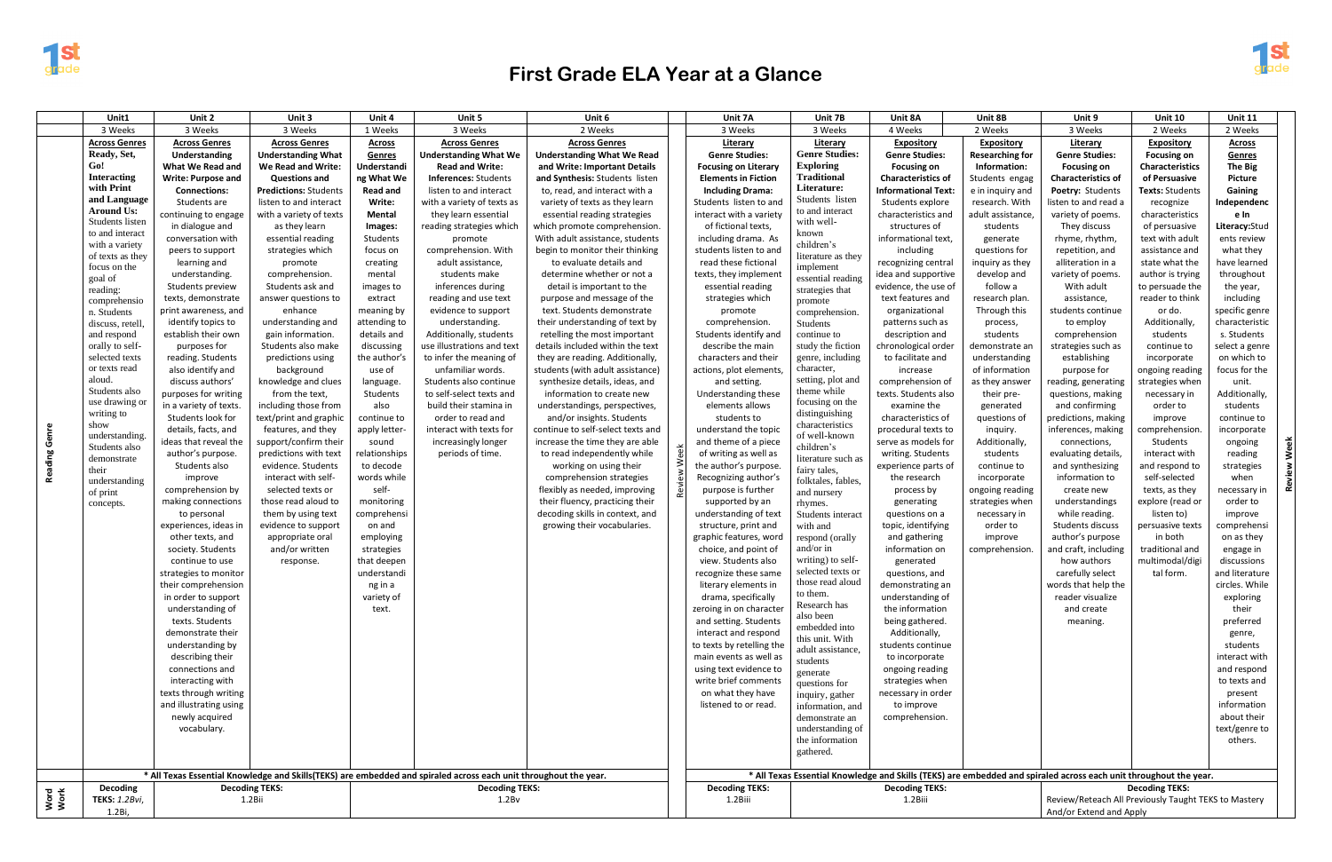# First Grade ELA Year at a Glance

| | Unit1 | Unit 2 | Unit 3 | Unit 4 | Unit 5 | Unit 6 | | Unit 7A | Unit 7B | Unit 8A | Unit 8B | Unit 9 | Unit 10 | Unit 11 | |
|---|---|---|---|---|---|---|---|---|---|---|---|---|---|---|---|
| | 3 Weeks | 3 Weeks | 3 Weeks | 1 Weeks | 3 Weeks | 2 Weeks | | 3 Weeks | 3 Weeks | 4 Weeks | 2 Weeks | 3 Weeks | 2 Weeks | 2 Weeks | |
| Reading Genre | **Across Genres Ready, Set, Go! Interacting with Print and Language Around Us:** Students listen to and interact with a variety of texts as they focus on the goal of reading: comprehension. Students discuss, retell, and respond orally to self-selected texts or texts read aloud. Students also use drawing or writing to show understanding. Students also demonstrate their understanding of print concepts. | **Across Genres Understanding What We Read and Write: Purpose and Connections:** Students are continuing to engage in dialogue and conversation with peers to support learning and understanding. Students preview texts, demonstrate print awareness, and identify topics to establish their own purposes for reading. Students also identify and discuss authors' purposes for writing in a variety of texts. Students look for details, facts, and ideas that reveal the author's purpose. Students also improve comprehension by making connections to personal experiences, ideas in other texts, and society. Students continue to use strategies to monitor their comprehension in order to support understanding of texts. Students demonstrate their understanding by describing their connections and interacting with texts through writing and illustrating using newly acquired vocabulary. | **Across Genres Understanding What We Read and Write: Questions and Predictions:** Students listen to and interact with a variety of texts as they learn essential reading strategies which promote comprehension. Students ask and answer questions to enhance understanding and gain information. Students also make predictions using background knowledge and clues from the text, including those from text/print and graphic features, and they support/confirm their predictions with text evidence. Students interact with self-selected texts or those read aloud to them by using text evidence to support appropriate oral and/or written response. | **Across Genres Understanding What We Read and Write: Mental Images:** Students focus on creating mental images to extract meaning by attending to details and discussing the author's use of language. Students also continue to apply letter-sound relationships to decode words while self-monitoring comprehension and employing strategies that deepen understanding of a variety of text. | **Across Genres Understanding What We Read and Write: Inferences:** Students listen to and interact with a variety of texts as they learn essential reading strategies which promote comprehension. With adult assistance, students make inferences during reading and use text evidence to support understanding. Additionally, students use illustrations and text to infer the meaning of unfamiliar words. Students also continue to self-select texts and build their stamina in order to read and interact with texts for increasingly longer periods of time. | **Across Genres Understanding What We Read and Write: Important Details and Synthesis:** Students listen to, read, and interact with a variety of texts as they learn essential reading strategies which promote comprehension. With adult assistance, students begin to monitor their thinking to evaluate details and determine whether or not a detail is important to the purpose and message of the text. Students demonstrate their understanding of text by retelling the most important details included within the text they are reading. Additionally, students (with adult assistance) synthesize details, ideas, and information to create new understandings, perspectives, and/or insights. Students continue to self-select texts and increase the time they are able to read independently while working on using their comprehension strategies flexibly as needed, improving their fluency, practicing their decoding skills in context, and growing their vocabularies. | Review Week | **Literary Genre Studies: Focusing on Literary Elements in Fiction Including Drama:** Students listen to and interact with a variety of fictional texts, including drama. As students listen to and read these fictional texts, they implement essential reading strategies which promote comprehension. Students identify and describe the main characters and their actions, plot elements, and setting. Understanding these elements allows students to understand the topic and theme of a piece of writing as well as the author's purpose. Recognizing author's purpose is further supported by an understanding of text structure, print and graphic features, word choice, and point of view. Students also recognize these same literary elements in drama, specifically zeroing in on character and setting. Students interact and respond to texts by retelling the main events as well as using text evidence to write brief comments on what they have listened to or read. | **Literary Genre Studies: Exploring Traditional Literature:** Students listen to and interact with well-known children's literature as they implement essential reading strategies that promote comprehension. Students continue to study the fiction genre, including character, setting, plot and theme while focusing on the distinguishing characteristics of well-known children's literature such as fairy tales, folktales, fables, and nursery rhymes. Students interact with and respond (orally and/or in writing) to self-selected texts or those read aloud to them. Research has also been embedded into this unit. With adult assistance, students generate questions for inquiry, gather information, and demonstrate an understanding of the information gathered. | **Expository Genre Studies: Focusing on Characteristics of Informational Text:** Students explore characteristics and structures of informational text, including recognizing central idea and supportive evidence, the use of text features and organizational patterns such as description and chronological order to facilitate and increase comprehension of texts. Students also examine the characteristics of procedural texts to serve as models for writing. Students experience parts of the research process by generating questions on a topic, identifying and gathering information on generated questions, and demonstrating an understanding of the information being gathered. Additionally, students continue to incorporate ongoing reading strategies when necessary in order to improve comprehension. | **Expository Researching for Information:** Students engage in inquiry and research. With adult assistance, students generate questions for inquiry as they develop and follow a research plan. Through this process, students demonstrate an understanding of information as they answer their pre-generated questions of inquiry. Additionally, students continue to incorporate ongoing reading strategies when necessary in order to improve comprehension. | **Literary Genre Studies: Focusing on Characteristics of Poetry:** Students listen to and read a variety of poems. They discuss rhyme, rhythm, repetition, and alliteration in a variety of poems. With adult assistance, students continue to employ comprehension strategies such as establishing purpose for reading, generating questions, making and confirming predictions, making inferences, making connections, evaluating details, and synthesizing information to create new understandings while reading. Students discuss author's purpose and craft, including how authors carefully select words that help the reader visualize and create meaning. | **Expository Focusing on Characteristics of Persuasive Texts:** Students recognize characteristics of persuasive text with adult assistance and state what the author is trying to persuade the reader to think or do. Additionally, students continue to incorporate ongoing reading strategies when necessary in order to improve comprehension. Students interact with and respond to self-selected texts, as they explore (read or listen to) persuasive texts in both traditional and multimodal/digital form. | **Across Genres The Big Picture Gaining Independence In Literacy:** Students review what they have learned throughout the year, including specific genre characteristics. Students select a genre on which to focus for the unit. Additionally, students continue to incorporate ongoing reading strategies when necessary in order to improve comprehension on as they engage in discussions and literature circles. While exploring their preferred genre, students interact with and respond to texts and present information about their text/genre to others. | Review Week |
| | * All Texas Essential Knowledge and Skills(TEKS) are embedded and spiraled across each unit throughout the year. | | | | | | | * All Texas Essential Knowledge and Skills (TEKS) are embedded and spiraled across each unit throughout the year. | | | | | | | |
| Word Work | **Decoding TEKS:** *1.2Bvi*, 1.2Bi, | **Decoding TEKS:** 1.2Bii | | **Decoding TEKS:** 1.2Bv | | | | **Decoding TEKS:** 1.2Biii | **Decoding TEKS:** 1.2Biii | | | **Decoding TEKS:** Review/Reteach All Previously Taught TEKS to Mastery And/or Extend and Apply | | | |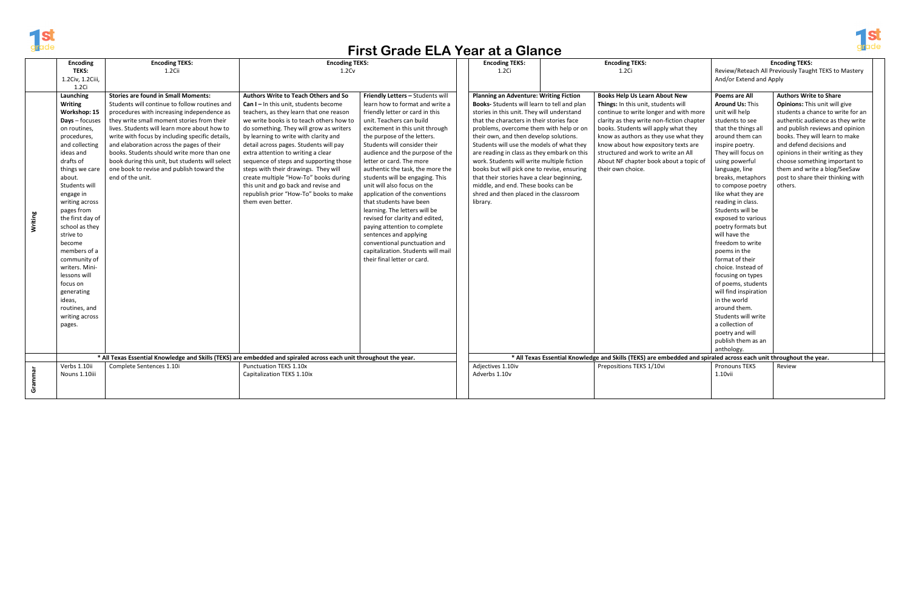# First Grade ELA Year at a Glance

| | | | | | | | | | | |
|---|---|---|---|---|---|---|---|---|---|---|
| | **Encoding TEKS:** 1.2Civ, 1.2Ciii, 1.2Ci | **Encoding TEKS:** 1.2Cii | **Encoding TEKS:** 1.2Cv | | **Encoding TEKS:** 1.2Ci | | **Encoding TEKS:** 1.2Ci | Review/Reteach All Previously Taught TEKS to Mastery And/or Extend and Apply | | |
| **Writing** | **Launching Writing Workshop: 15 Days** – focuses on routines, procedures, and collecting ideas and drafts of things we care about. Students will engage in writing across pages from the first day of school as they strive to become members of a community of writers. Mini-lessons will focus on generating ideas, routines, and writing across pages. | **Stories are found in Small Moments:** Students will continue to follow routines and procedures with increasing independence as they write small moment stories from their lives. Students will learn more about how to write with focus by including specific details, and elaboration across the pages of their books. Students should write more than one book during this unit, but students will select one book to revise and publish toward the end of the unit. | **Authors Write to Teach Others and So Can I** – In this unit, students become teachers, as they learn that one reason we write books is to teach others how to do something. They will grow as writers by learning to write with clarity and detail across pages. Students will pay extra attention to writing a clear sequence of steps and supporting those steps with their drawings. They will create multiple "How-To" books during this unit and go back and revise and republish prior "How-To" books to make them even better. | **Friendly Letters** – Students will learn how to format and write a friendly letter or card in this unit. Teachers can build excitement in this unit through the purpose of the letters. Students will consider their audience and the purpose of the letter or card. The more authentic the task, the more the students will be engaging. This unit will also focus on the application of the conventions that students have been learning. The letters will be revised for clarity and edited, paying attention to complete sentences and applying conventional punctuation and capitalization. Students will mail their final letter or card. | **Planning an Adventure: Writing Fiction Books-** Students will learn to tell and plan stories in this unit. They will understand that the characters in their stories face problems, overcome them with help or on their own, and then develop solutions. Students will use the models of what they are reading in class as they embark on this work. Students will write multiple fiction books but will pick one to revise, ensuring that their stories have a clear beginning, middle, and end. These books can be shred and then placed in the classroom library. | | **Books Help Us Learn About New Things:** In this unit, students will continue to write longer and with more clarity as they write non-fiction chapter books. Students will apply what they know as authors as they use what they know about how expository texts are structured and work to write an All About NF chapter book about a topic of their own choice. | **Poems are All Around Us:** This unit will help students to see that the things all around them can inspire poetry. They will focus on using powerful language, line breaks, metaphors to compose poetry like what they are reading in class. Students will be exposed to various poetry formats but will have the freedom to write poems in the format of their choice. Instead of focusing on types of poems, students will find inspiration in the world around them. Students will write a collection of poetry and will publish them as an anthology. | **Authors Write to Share Opinions:** This unit will give students a chance to write for an authentic audience as they write and publish reviews and opinion books. They will learn to make and defend decisions and opinions in their writing as they choose something important to them and write a blog/SeeSaw post to share their thinking with others. | |
| | * All Texas Essential Knowledge and Skills (TEKS) are embedded and spiraled across each unit throughout the year. | | | | * All Texas Essential Knowledge and Skills (TEKS) are embedded and spiraled across each unit throughout the year. | | | | | |
| **Grammar** | Verbs 1.10ii<br>Nouns 1.10iii | Complete Sentences 1.10i | Punctuation TEKS 1.10x<br>Capitalization TEKS 1.10ix | | Adjectives 1.10iv<br>Adverbs 1.10v | | Prepositions TEKS 1/10vi | Pronouns TEKS 1.10vii | Review | |